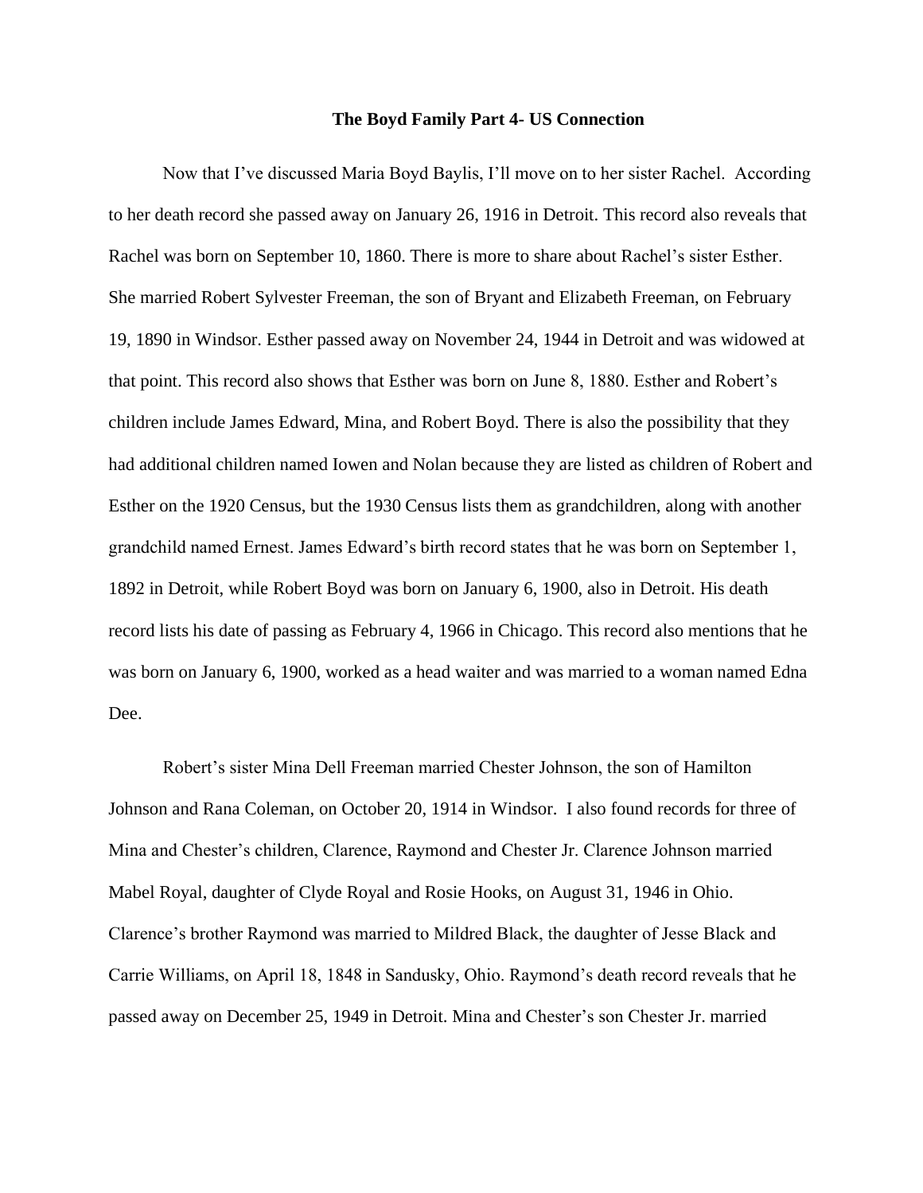# The Boyd Family Part 4- US Connection

Now that I've discussed Maria Boyd Baylis, I'll move on to her sister Rachel. According to her death record she passed away on January 26, 1916 in Detroit. This record also reveals that Rachel was born on September 10, 1860. There is more to share about Rachel's sister Esther. She married Robert Sylvester Freeman, the son of Bryant and Elizabeth Freeman, on February 19, 1890 in Windsor. Esther passed away on November 24, 1944 in Detroit and was widowed at that point. This record also shows that Esther was born on June 8, 1880. Esther and Robert's children include James Edward, Mina, and Robert Boyd. There is also the possibility that they had additional children named Iowen and Nolan because they are listed as children of Robert and Esther on the 1920 Census, but the 1930 Census lists them as grandchildren, along with another grandchild named Ernest. James Edward's birth record states that he was born on September 1, 1892 in Detroit, while Robert Boyd was born on January 6, 1900, also in Detroit. His death record lists his date of passing as February 4, 1966 in Chicago. This record also mentions that he was born on January 6, 1900, worked as a head waiter and was married to a woman named Edna Dee.

Robert's sister Mina Dell Freeman married Chester Johnson, the son of Hamilton Johnson and Rana Coleman, on October 20, 1914 in Windsor. I also found records for three of Mina and Chester's children, Clarence, Raymond and Chester Jr. Clarence Johnson married Mabel Royal, daughter of Clyde Royal and Rosie Hooks, on August 31, 1946 in Ohio. Clarence's brother Raymond was married to Mildred Black, the daughter of Jesse Black and Carrie Williams, on April 18, 1848 in Sandusky, Ohio. Raymond's death record reveals that he passed away on December 25, 1949 in Detroit. Mina and Chester's son Chester Jr. married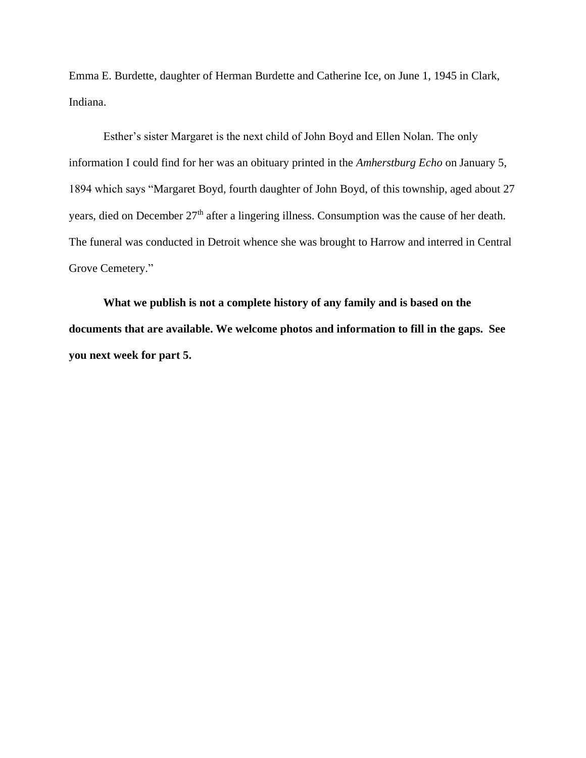Emma E. Burdette, daughter of Herman Burdette and Catherine Ice, on June 1, 1945 in Clark, Indiana.

Esther's sister Margaret is the next child of John Boyd and Ellen Nolan. The only information I could find for her was an obituary printed in the *Amherstburg Echo* on January 5, 1894 which says "Margaret Boyd, fourth daughter of John Boyd, of this township, aged about 27 years, died on December 27th after a lingering illness. Consumption was the cause of her death. The funeral was conducted in Detroit whence she was brought to Harrow and interred in Central Grove Cemetery."

**What we publish is not a complete history of any family and is based on the documents that are available. We welcome photos and information to fill in the gaps. See you next week for part 5.**